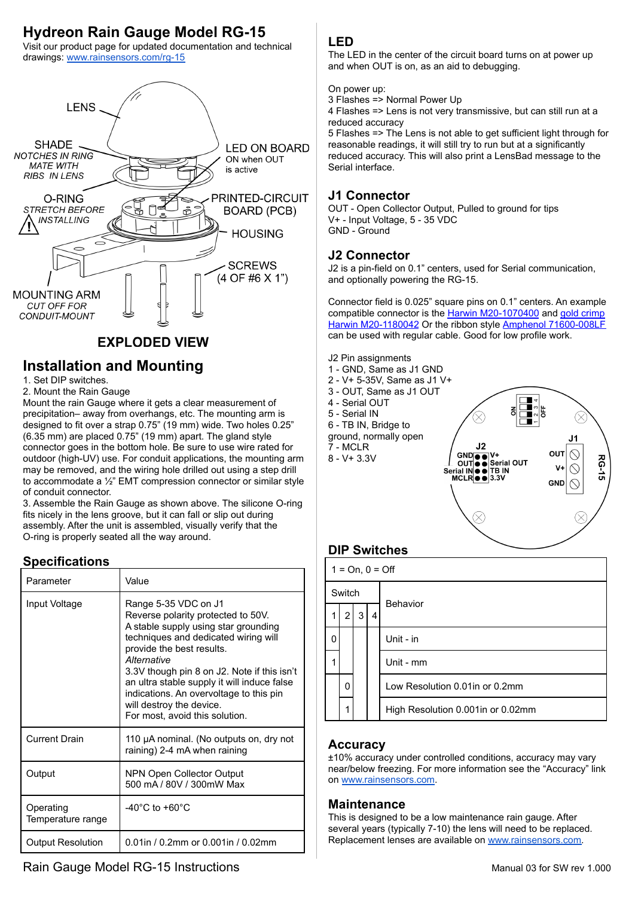# Hydreon Rain Gauge Model RG-15

Visit our product page for updated documentation and technical drawings: www.rainsensors.com/rg-15

LENS

SHADE
*NOTCHES IN RING MATE WITH RIBS IN LENS*

O-RING
*STRETCH BEFORE INSTALLING*

LED ON BOARD
ON when OUT is active

PRINTED-CIRCUIT BOARD (PCB)

HOUSING

SCREWS (4 OF #6 X 1")

MOUNTING ARM
*CUT OFF FOR CONDUIT-MOUNT*

**EXPLODED VIEW**

## Installation and Mounting

1. Set DIP switches.
2. Mount the Rain Gauge
Mount the rain Gauge where it gets a clear measurement of precipitation– away from overhangs, etc. The mounting arm is designed to fit over a strap 0.75" (19 mm) wide. Two holes 0.25" (6.35 mm) are placed 0.75" (19 mm) apart. The gland style connector goes in the bottom hole. Be sure to use wire rated for outdoor (high-UV) use. For conduit applications, the mounting arm may be removed, and the wiring hole drilled out using a step drill to accommodate a ½" EMT compression connector or similar style of conduit connector.
3. Assemble the Rain Gauge as shown above. The silicone O-ring fits nicely in the lens groove, but it can fall or slip out during assembly. After the unit is assembled, visually verify that the O-ring is properly seated all the way around.

## Specifications

| Parameter | Value |
|---|---|
| Input Voltage | Range 5-35 VDC on J1<br>Reverse polarity protected to 50V.<br>A stable supply using star grounding techniques and dedicated wiring will provide the best results.<br>*Alternative*<br>3.3V though pin 8 on J2. Note if this isn't an ultra stable supply it will induce false indications. An overvoltage to this pin will destroy the device.<br>For most, avoid this solution. |
| Current Drain | 110 µA nominal. (No outputs on, dry not raining) 2-4 mA when raining |
| Output | NPN Open Collector Output<br>500 mA / 80V / 300mW Max |
| Operating Temperature range | -40°C to +60°C |
| Output Resolution | 0.01in / 0.2mm or 0.001in / 0.02mm |

## LED

The LED in the center of the circuit board turns on at power up and when OUT is on, as an aid to debugging.

On power up:
3 Flashes => Normal Power Up
4 Flashes => Lens is not very transmissive, but can still run at a reduced accuracy
5 Flashes => The Lens is not able to get sufficient light through for reasonable readings, it will still try to run but at a significantly reduced accuracy. This will also print a LensBad message to the Serial interface.

## J1 Connector

OUT - Open Collector Output, Pulled to ground for tips
V+ - Input Voltage, 5 - 35 VDC
GND - Ground

## J2 Connector

J2 is a pin-field on 0.1" centers, used for Serial communication, and optionally powering the RG-15.

Connector field is 0.025" square pins on 0.1" centers. An example compatible connector is the Harwin M20-1070400 and gold crimp Harwin M20-1180042 Or the ribbon style Amphenol 71600-008LF can be used with regular cable. Good for low profile work.

J2 Pin assignments
1 - GND, Same as J1 GND
2 - V+ 5-35V, Same as J1 V+
3 - OUT, Same as J1 OUT
4 - Serial OUT
5 - Serial IN
6 - TB IN, Bridge to ground, normally open
7 - MCLR
8 - V+ 3.3V

J2: GND, OUT, Serial IN, MCLR / V+, Serial OUT, TB IN, 3.3V
J1: OUT, V+, GND
ON / OFF 1 2 3 4
RG-15

## DIP Switches

1 = On, 0 = Off

| Switch 1 | 2 | 3 | 4 | Behavior |
|---|---|---|---|---|
| 0 | | | | Unit - in |
| 1 | | | | Unit - mm |
| | 0 | | | Low Resolution 0.01in or 0.2mm |
| | 1 | | | High Resolution 0.001in or 0.02mm |

## Accuracy

±10% accuracy under controlled conditions, accuracy may vary near/below freezing. For more information see the "Accuracy" link on www.rainsensors.com.

## Maintenance

This is designed to be a low maintenance rain gauge. After several years (typically 7-10) the lens will need to be replaced. Replacement lenses are available on www.rainsensors.com.

Rain Gauge Model RG-15 Instructions — Manual 03 for SW rev 1.000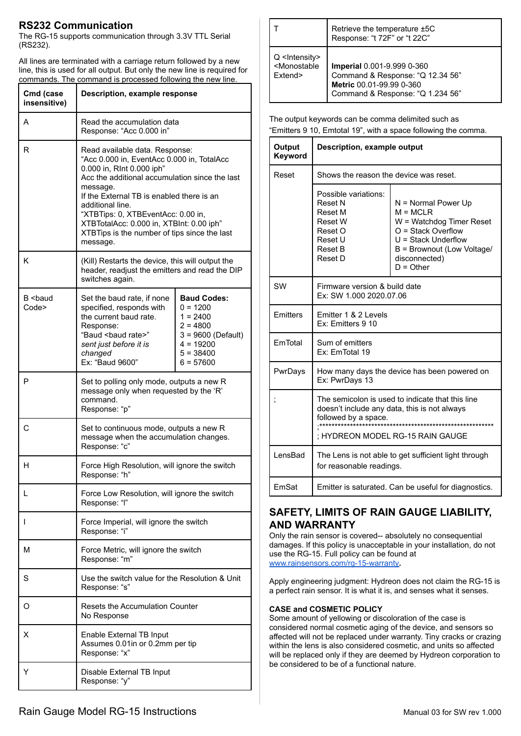## RS232 Communication

The RG-15 supports communication through 3.3V TTL Serial (RS232).

All lines are terminated with a carriage return followed by a new line, this is used for all output. But only the new line is required for commands. The command is processed following the new line.

| Cmd (case insensitive) | Description, example response | |
|---|---|---|
| A | Read the accumulation data<br>Response: "Acc 0.000 in" | |
| R | Read available data. Response:<br>"Acc 0.000 in, EventAcc 0.000 in, TotalAcc 0.000 in, RInt 0.000 iph"<br>Acc the additional accumulation since the last message.<br>If the External TB is enabled there is an additional line.<br>"XTBTips: 0, XTBEventAcc: 0.00 in, XTBTotalAcc: 0.000 in, XTBInt: 0.00 iph"<br>XTBTips is the number of tips since the last message. | |
| K | (Kill) Restarts the device, this will output the header, readjust the emitters and read the DIP switches again. | |
| B <baud Code> | Set the baud rate, if none specified, responds with the current baud rate.<br>Response:<br>"Baud <baud rate>" *sent just before it is changed*<br>Ex: "Baud 9600" | **Baud Codes:**<br>0 = 1200<br>1 = 2400<br>2 = 4800<br>3 = 9600 (Default)<br>4 = 19200<br>5 = 38400<br>6 = 57600 |
| P | Set to polling only mode, outputs a new R message only when requested by the 'R' command.<br>Response: "p" | |
| C | Set to continuous mode, outputs a new R message when the accumulation changes.<br>Response: "c" | |
| H | Force High Resolution, will ignore the switch<br>Response: "h" | |
| L | Force Low Resolution, will ignore the switch<br>Response: "l" | |
| I | Force Imperial, will ignore the switch<br>Response: "i" | |
| M | Force Metric, will ignore the switch<br>Response: "m" | |
| S | Use the switch value for the Resolution & Unit<br>Response: "s" | |
| O | Resets the Accumulation Counter<br>No Response | |
| X | Enable External TB Input<br>Assumes 0.01in or 0.2mm per tip<br>Response: "x" | |
| Y | Disable External TB Input<br>Response: "y" | |
| T | Retrieve the temperature ±5C<br>Response: "t 72F" or "t 22C" | |
| Q <Intensity> <Monostable Extend> | **Imperial** 0.001-9.999 0-360<br>Command & Response: "Q 12.34 56"<br>**Metric** 00.01-99.99 0-360<br>Command & Response: "Q 1.234 56" | |

The output keywords can be comma delimited such as "Emitters 9 10, Emtotal 19", with a space following the comma.

| Output Keyword | Description, example output | |
|---|---|---|
| Reset | Shows the reason the device was reset. | |
| | Possible variations:<br>Reset N<br>Reset M<br>Reset W<br>Reset O<br>Reset U<br>Reset B<br>Reset D | N = Normal Power Up<br>M = MCLR<br>W = Watchdog Timer Reset<br>O = Stack Overflow<br>U = Stack Underflow<br>B = Brownout (Low Voltage/ disconnected)<br>D = Other |
| SW | Firmware version & build date<br>Ex: SW 1.000 2020.07.06 | |
| Emitters | Emitter 1 & 2 Levels<br>Ex: Emitters 9 10 | |
| EmTotal | Sum of emitters<br>Ex: EmTotal 19 | |
| PwrDays | How many days the device has been powered on<br>Ex: PwrDays 13 | |
| ; | The semicolon is used to indicate that this line doesn't include any data, this is not always followed by a space.<br>;*********************************************************<br>; HYDREON MODEL RG-15 RAIN GAUGE | |
| LensBad | The Lens is not able to get sufficient light through for reasonable readings. | |
| EmSat | Emitter is saturated. Can be useful for diagnostics. | |

## SAFETY, LIMITS OF RAIN GAUGE LIABILITY, AND WARRANTY

Only the rain sensor is covered-- absolutely no consequential damages. If this policy is unacceptable in your installation, do not use the RG-15. Full policy can be found at www.rainsensors.com/rg-15-warranty**.**

Apply engineering judgment: Hydreon does not claim the RG-15 is a perfect rain sensor. It is what it is, and senses what it senses.

### CASE and COSMETIC POLICY

Some amount of yellowing or discoloration of the case is considered normal cosmetic aging of the device, and sensors so affected will not be replaced under warranty. Tiny cracks or crazing within the lens is also considered cosmetic, and units so affected will be replaced only if they are deemed by Hydreon corporation to be considered to be of a functional nature.